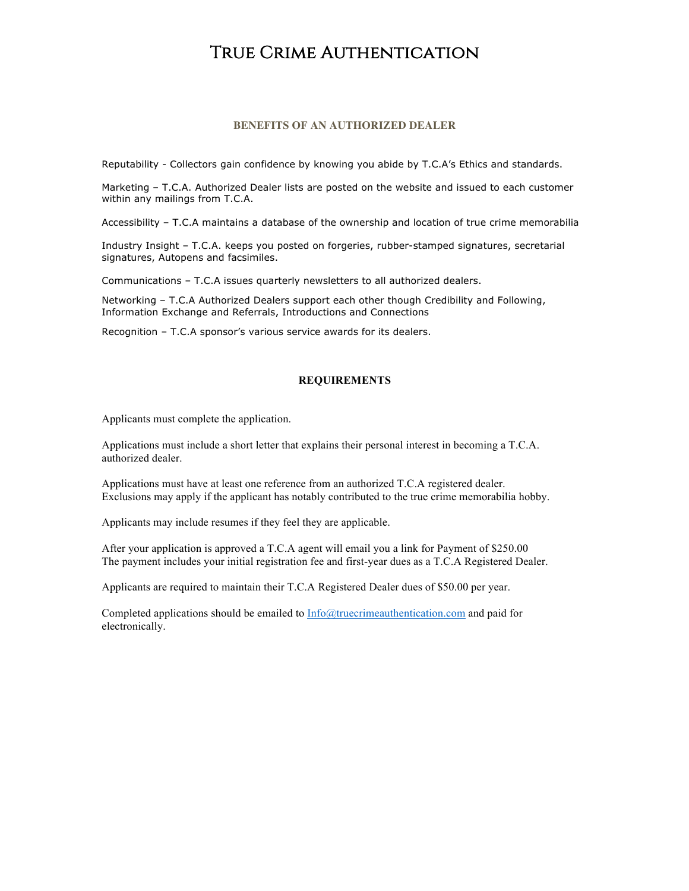# True Crime Authentication

## BENEFITS OF AN AUTHORIZED DEALER

Reputability - Collectors gain confidence by knowing you abide by T.C.A's Ethics and standards.

Marketing – T.C.A. Authorized Dealer lists are posted on the website and issued to each customer within any mailings from T.C.A.

Accessibility – T.C.A maintains a database of the ownership and location of true crime memorabilia

Industry Insight – T.C.A. keeps you posted on forgeries, rubber-stamped signatures, secretarial signatures, Autopens and facsimiles.

Communications – T.C.A issues quarterly newsletters to all authorized dealers.

Networking – T.C.A Authorized Dealers support each other though Credibility and Following, Information Exchange and Referrals, Introductions and Connections

Recognition – T.C.A sponsor's various service awards for its dealers.

## REQUIREMENTS

Applicants must complete the application.

Applications must include a short letter that explains their personal interest in becoming a T.C.A. authorized dealer.

Applications must have at least one reference from an authorized T.C.A registered dealer. Exclusions may apply if the applicant has notably contributed to the true crime memorabilia hobby.

Applicants may include resumes if they feel they are applicable.

After your application is approved a T.C.A agent will email you a link for Payment of $250.00
The payment includes your initial registration fee and first-year dues as a T.C.A Registered Dealer.

Applicants are required to maintain their T.C.A Registered Dealer dues of $50.00 per year.

Completed applications should be emailed to Info@truecrimeauthentication.com and paid for electronically.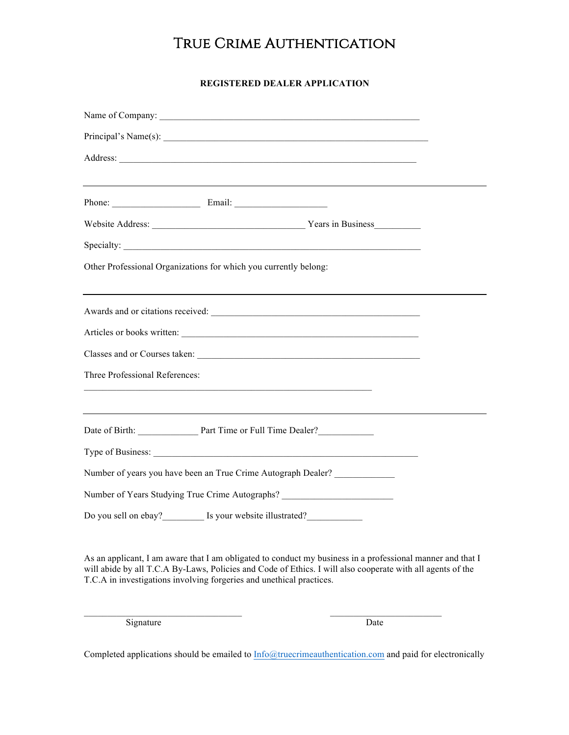# True Crime Authentication

**REGISTERED DEALER APPLICATION**

Name of Company: ________________________________________________________

Principal's Name(s): ________________________________________________________

Address: ________________________________________________________________

______________________________________________________________________________

Phone: ____________________ Email: ____________________

Website Address: ________________________________ Years in Business__________

Specialty: ________________________________________________________________

Other Professional Organizations for which you currently belong:

______________________________________________________________________________

Awards and or citations received: ______________________________________________

Articles or books written: ____________________________________________________

Classes and or Courses taken: _________________________________________________

Three Professional References:

________________________________________________________________

______________________________________________________________________________

Date of Birth: _____________ Part Time or Full Time Dealer?____________

Type of Business: ________________________________________________________

Number of years you have been an True Crime Autograph Dealer? _____________

Number of Years Studying True Crime Autographs? _______________________

Do you sell on ebay?_________ Is your website illustrated?____________

As an applicant, I am aware that I am obligated to conduct my business in a professional manner and that I will abide by all T.C.A By-Laws, Policies and Code of Ethics. I will also cooperate with all agents of the T.C.A in investigations involving forgeries and unethical practices.

__________________________________ ________________________

Signature Date

Completed applications should be emailed to Info@truecrimeauthentication.com and paid for electronically